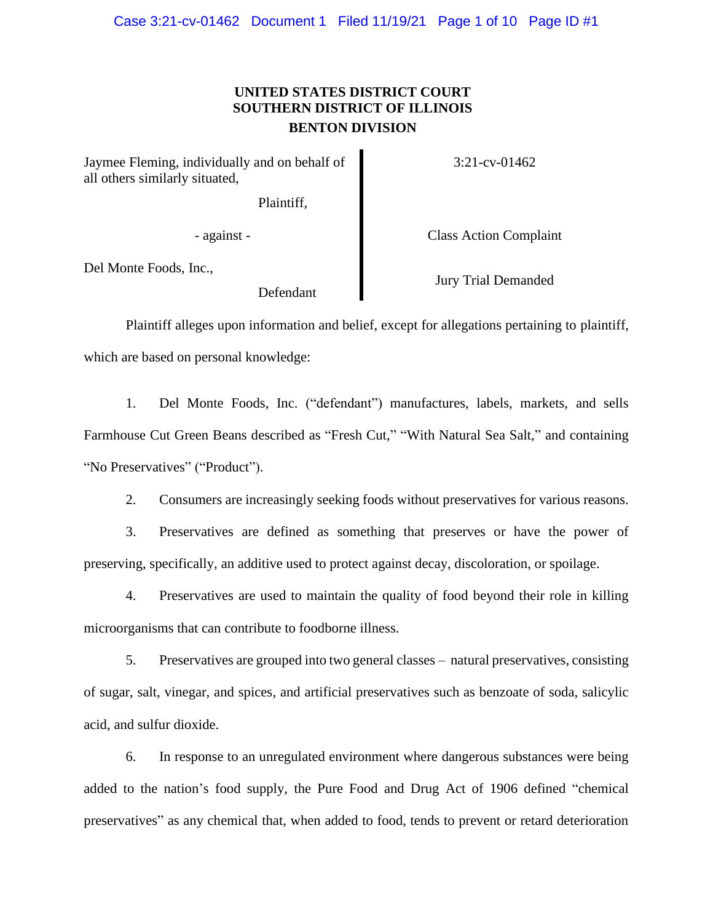**UNITED STATES DISTRICT COURT**
**SOUTHERN DISTRICT OF ILLINOIS**
**BENTON DIVISION**

| | |
|---|---|
| Jaymee Fleming, individually and on behalf of all others similarly situated, Plaintiff, | 3:21-cv-01462 |
| - against - | Class Action Complaint |
| Del Monte Foods, Inc., Defendant | Jury Trial Demanded |

Plaintiff alleges upon information and belief, except for allegations pertaining to plaintiff, which are based on personal knowledge:

1. Del Monte Foods, Inc. ("defendant") manufactures, labels, markets, and sells Farmhouse Cut Green Beans described as "Fresh Cut," "With Natural Sea Salt," and containing "No Preservatives" ("Product").

2. Consumers are increasingly seeking foods without preservatives for various reasons.

3. Preservatives are defined as something that preserves or have the power of preserving, specifically, an additive used to protect against decay, discoloration, or spoilage.

4. Preservatives are used to maintain the quality of food beyond their role in killing microorganisms that can contribute to foodborne illness.

5. Preservatives are grouped into two general classes – natural preservatives, consisting of sugar, salt, vinegar, and spices, and artificial preservatives such as benzoate of soda, salicylic acid, and sulfur dioxide.

6. In response to an unregulated environment where dangerous substances were being added to the nation's food supply, the Pure Food and Drug Act of 1906 defined "chemical preservatives" as any chemical that, when added to food, tends to prevent or retard deterioration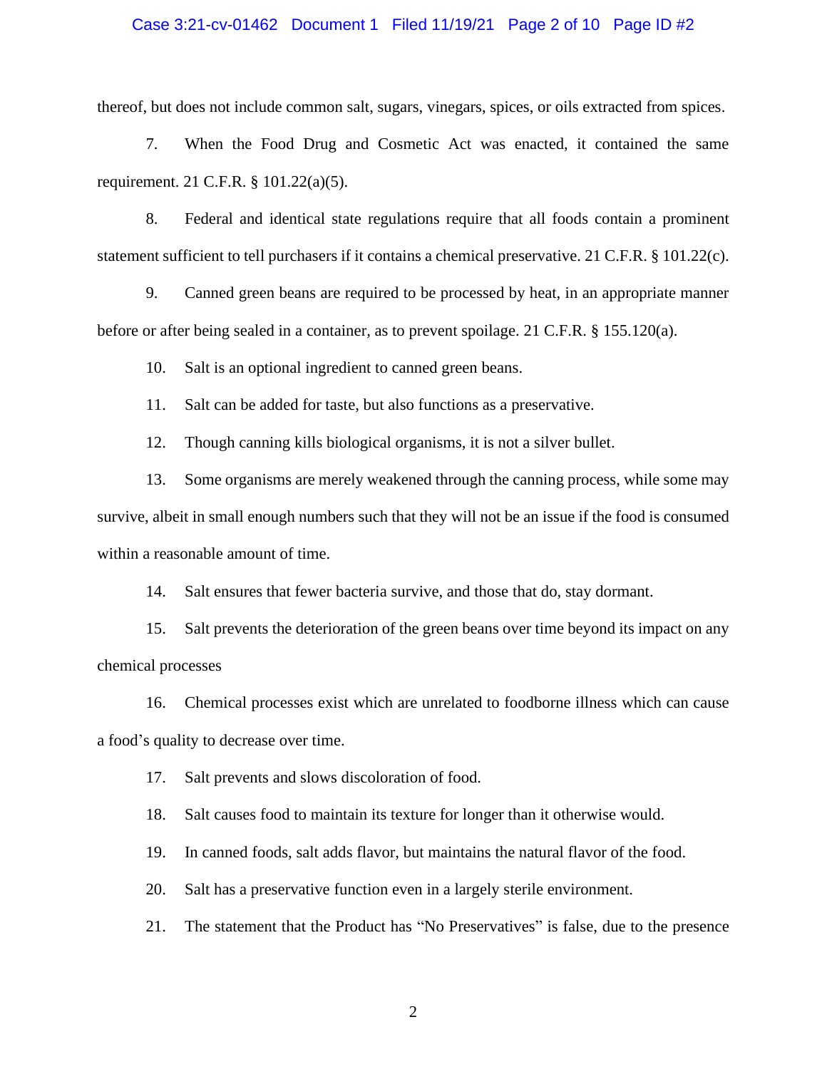thereof, but does not include common salt, sugars, vinegars, spices, or oils extracted from spices.

7. When the Food Drug and Cosmetic Act was enacted, it contained the same requirement. 21 C.F.R. § 101.22(a)(5).

8. Federal and identical state regulations require that all foods contain a prominent statement sufficient to tell purchasers if it contains a chemical preservative. 21 C.F.R. § 101.22(c).

9. Canned green beans are required to be processed by heat, in an appropriate manner before or after being sealed in a container, as to prevent spoilage. 21 C.F.R. § 155.120(a).

10. Salt is an optional ingredient to canned green beans.

11. Salt can be added for taste, but also functions as a preservative.

12. Though canning kills biological organisms, it is not a silver bullet.

13. Some organisms are merely weakened through the canning process, while some may survive, albeit in small enough numbers such that they will not be an issue if the food is consumed within a reasonable amount of time.

14. Salt ensures that fewer bacteria survive, and those that do, stay dormant.

15. Salt prevents the deterioration of the green beans over time beyond its impact on any chemical processes

16. Chemical processes exist which are unrelated to foodborne illness which can cause a food's quality to decrease over time.

17. Salt prevents and slows discoloration of food.

18. Salt causes food to maintain its texture for longer than it otherwise would.

19. In canned foods, salt adds flavor, but maintains the natural flavor of the food.

20. Salt has a preservative function even in a largely sterile environment.

21. The statement that the Product has "No Preservatives" is false, due to the presence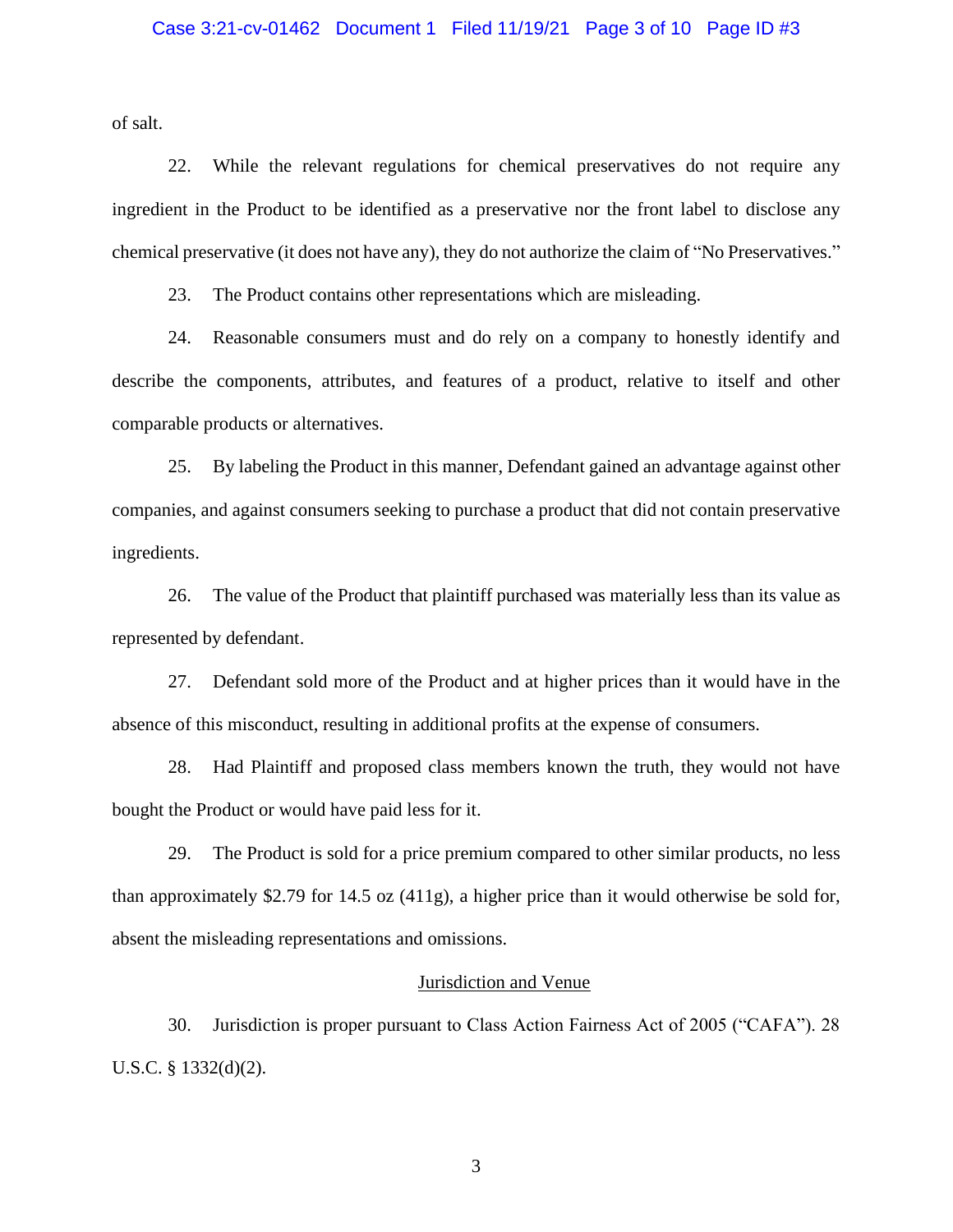of salt.

22. While the relevant regulations for chemical preservatives do not require any ingredient in the Product to be identified as a preservative nor the front label to disclose any chemical preservative (it does not have any), they do not authorize the claim of "No Preservatives."

23. The Product contains other representations which are misleading.

24. Reasonable consumers must and do rely on a company to honestly identify and describe the components, attributes, and features of a product, relative to itself and other comparable products or alternatives.

25. By labeling the Product in this manner, Defendant gained an advantage against other companies, and against consumers seeking to purchase a product that did not contain preservative ingredients.

26. The value of the Product that plaintiff purchased was materially less than its value as represented by defendant.

27. Defendant sold more of the Product and at higher prices than it would have in the absence of this misconduct, resulting in additional profits at the expense of consumers.

28. Had Plaintiff and proposed class members known the truth, they would not have bought the Product or would have paid less for it.

29. The Product is sold for a price premium compared to other similar products, no less than approximately $2.79 for 14.5 oz (411g), a higher price than it would otherwise be sold for, absent the misleading representations and omissions.

## Jurisdiction and Venue

30. Jurisdiction is proper pursuant to Class Action Fairness Act of 2005 ("CAFA"). 28 U.S.C. § 1332(d)(2).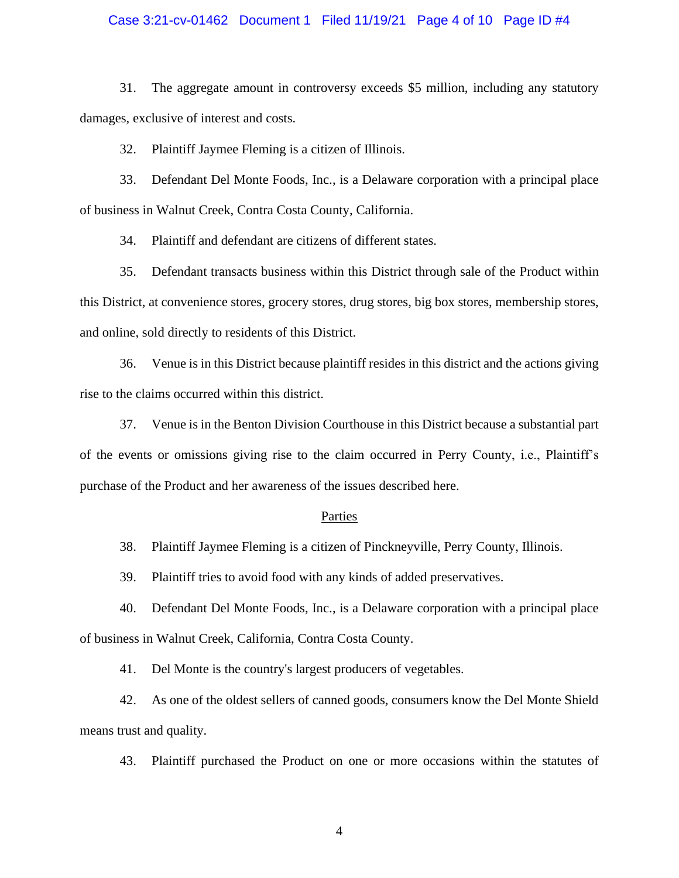31. The aggregate amount in controversy exceeds $5 million, including any statutory damages, exclusive of interest and costs.

32. Plaintiff Jaymee Fleming is a citizen of Illinois.

33. Defendant Del Monte Foods, Inc., is a Delaware corporation with a principal place of business in Walnut Creek, Contra Costa County, California.

34. Plaintiff and defendant are citizens of different states.

35. Defendant transacts business within this District through sale of the Product within this District, at convenience stores, grocery stores, drug stores, big box stores, membership stores, and online, sold directly to residents of this District.

36. Venue is in this District because plaintiff resides in this district and the actions giving rise to the claims occurred within this district.

37. Venue is in the Benton Division Courthouse in this District because a substantial part of the events or omissions giving rise to the claim occurred in Perry County, i.e., Plaintiff's purchase of the Product and her awareness of the issues described here.

<u>Parties</u>

38. Plaintiff Jaymee Fleming is a citizen of Pinckneyville, Perry County, Illinois.

39. Plaintiff tries to avoid food with any kinds of added preservatives.

40. Defendant Del Monte Foods, Inc., is a Delaware corporation with a principal place of business in Walnut Creek, California, Contra Costa County.

41. Del Monte is the country's largest producers of vegetables.

42. As one of the oldest sellers of canned goods, consumers know the Del Monte Shield means trust and quality.

43. Plaintiff purchased the Product on one or more occasions within the statutes of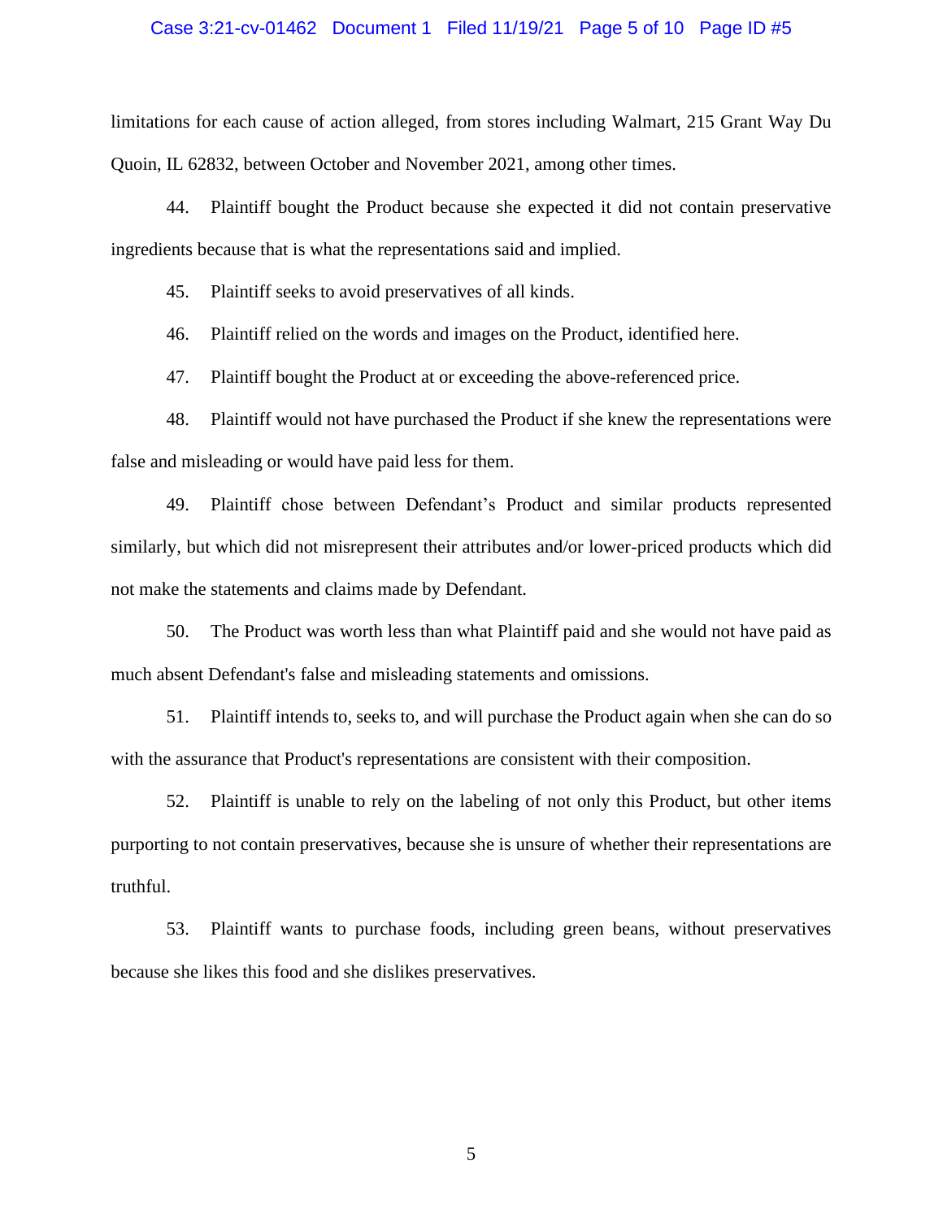limitations for each cause of action alleged, from stores including Walmart, 215 Grant Way Du Quoin, IL 62832, between October and November 2021, among other times.

44. Plaintiff bought the Product because she expected it did not contain preservative ingredients because that is what the representations said and implied.

45. Plaintiff seeks to avoid preservatives of all kinds.

46. Plaintiff relied on the words and images on the Product, identified here.

47. Plaintiff bought the Product at or exceeding the above-referenced price.

48. Plaintiff would not have purchased the Product if she knew the representations were false and misleading or would have paid less for them.

49. Plaintiff chose between Defendant's Product and similar products represented similarly, but which did not misrepresent their attributes and/or lower-priced products which did not make the statements and claims made by Defendant.

50. The Product was worth less than what Plaintiff paid and she would not have paid as much absent Defendant's false and misleading statements and omissions.

51. Plaintiff intends to, seeks to, and will purchase the Product again when she can do so with the assurance that Product's representations are consistent with their composition.

52. Plaintiff is unable to rely on the labeling of not only this Product, but other items purporting to not contain preservatives, because she is unsure of whether their representations are truthful.

53. Plaintiff wants to purchase foods, including green beans, without preservatives because she likes this food and she dislikes preservatives.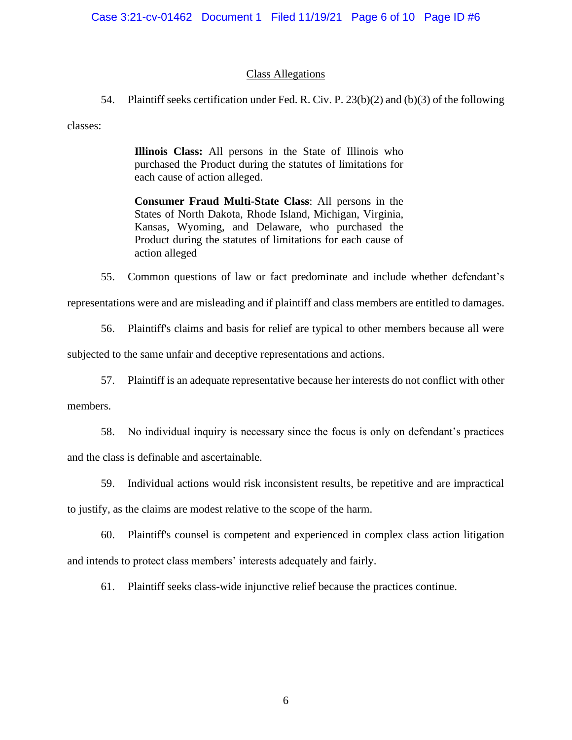## Class Allegations

54. Plaintiff seeks certification under Fed. R. Civ. P. 23(b)(2) and (b)(3) of the following classes:

> **Illinois Class:** All persons in the State of Illinois who purchased the Product during the statutes of limitations for each cause of action alleged.
>
> **Consumer Fraud Multi-State Class**: All persons in the States of North Dakota, Rhode Island, Michigan, Virginia, Kansas, Wyoming, and Delaware, who purchased the Product during the statutes of limitations for each cause of action alleged

55. Common questions of law or fact predominate and include whether defendant's representations were and are misleading and if plaintiff and class members are entitled to damages.

56. Plaintiff's claims and basis for relief are typical to other members because all were subjected to the same unfair and deceptive representations and actions.

57. Plaintiff is an adequate representative because her interests do not conflict with other members.

58. No individual inquiry is necessary since the focus is only on defendant's practices and the class is definable and ascertainable.

59. Individual actions would risk inconsistent results, be repetitive and are impractical to justify, as the claims are modest relative to the scope of the harm.

60. Plaintiff's counsel is competent and experienced in complex class action litigation and intends to protect class members' interests adequately and fairly.

61. Plaintiff seeks class-wide injunctive relief because the practices continue.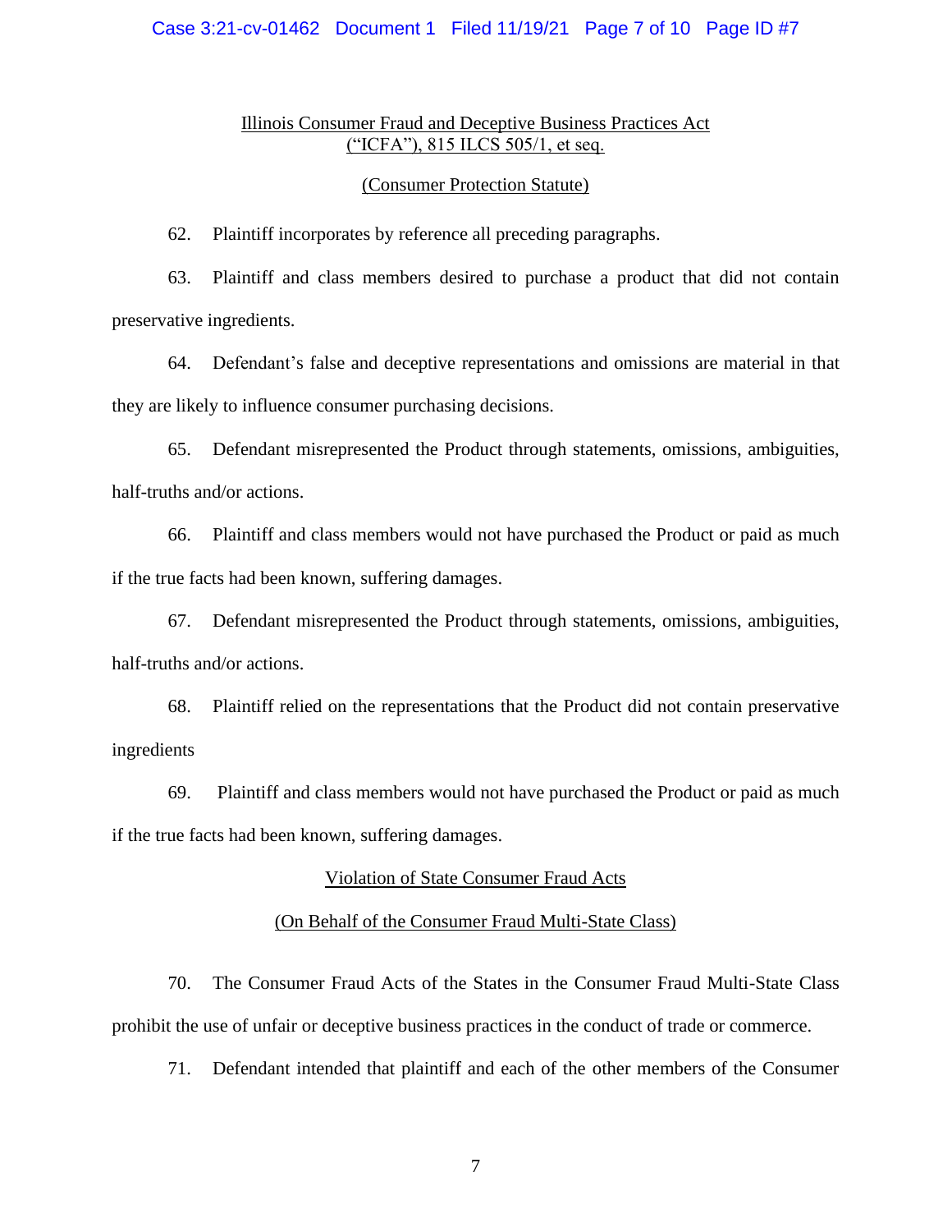Illinois Consumer Fraud and Deceptive Business Practices Act ("ICFA"), 815 ILCS 505/1, et seq.

(Consumer Protection Statute)

62. Plaintiff incorporates by reference all preceding paragraphs.

63. Plaintiff and class members desired to purchase a product that did not contain preservative ingredients.

64. Defendant's false and deceptive representations and omissions are material in that they are likely to influence consumer purchasing decisions.

65. Defendant misrepresented the Product through statements, omissions, ambiguities, half-truths and/or actions.

66. Plaintiff and class members would not have purchased the Product or paid as much if the true facts had been known, suffering damages.

67. Defendant misrepresented the Product through statements, omissions, ambiguities, half-truths and/or actions.

68. Plaintiff relied on the representations that the Product did not contain preservative ingredients

69. Plaintiff and class members would not have purchased the Product or paid as much if the true facts had been known, suffering damages.

Violation of State Consumer Fraud Acts

(On Behalf of the Consumer Fraud Multi-State Class)

70. The Consumer Fraud Acts of the States in the Consumer Fraud Multi-State Class prohibit the use of unfair or deceptive business practices in the conduct of trade or commerce.

71. Defendant intended that plaintiff and each of the other members of the Consumer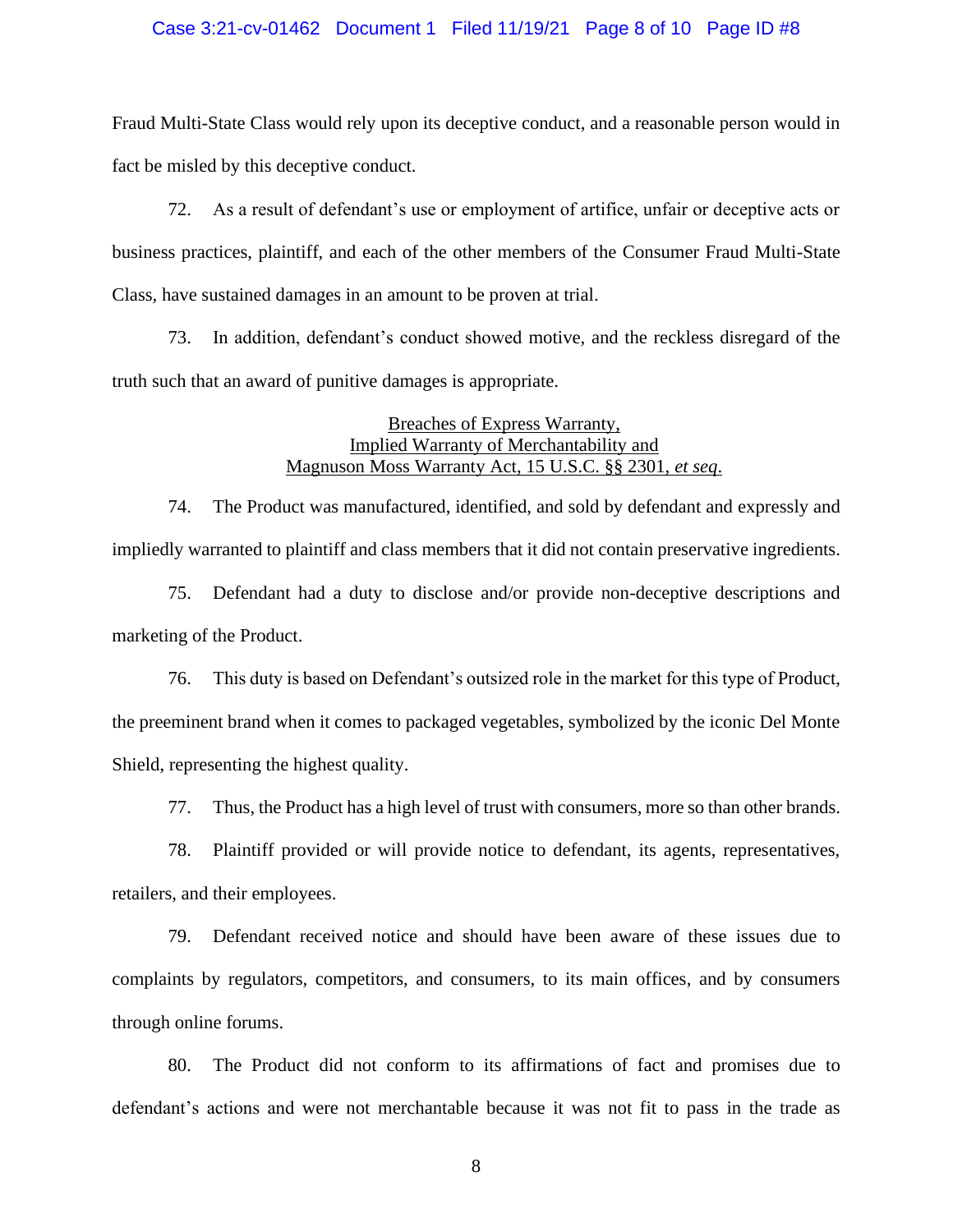Fraud Multi-State Class would rely upon its deceptive conduct, and a reasonable person would in fact be misled by this deceptive conduct.

72. As a result of defendant's use or employment of artifice, unfair or deceptive acts or business practices, plaintiff, and each of the other members of the Consumer Fraud Multi-State Class, have sustained damages in an amount to be proven at trial.

73. In addition, defendant's conduct showed motive, and the reckless disregard of the truth such that an award of punitive damages is appropriate.

<u>Breaches of Express Warranty,</u>
<u>Implied Warranty of Merchantability and</u>
<u>Magnuson Moss Warranty Act, 15 U.S.C. §§ 2301, *et seq*.</u>

74. The Product was manufactured, identified, and sold by defendant and expressly and impliedly warranted to plaintiff and class members that it did not contain preservative ingredients.

75. Defendant had a duty to disclose and/or provide non-deceptive descriptions and marketing of the Product.

76. This duty is based on Defendant's outsized role in the market for this type of Product, the preeminent brand when it comes to packaged vegetables, symbolized by the iconic Del Monte Shield, representing the highest quality.

77. Thus, the Product has a high level of trust with consumers, more so than other brands.

78. Plaintiff provided or will provide notice to defendant, its agents, representatives, retailers, and their employees.

79. Defendant received notice and should have been aware of these issues due to complaints by regulators, competitors, and consumers, to its main offices, and by consumers through online forums.

80. The Product did not conform to its affirmations of fact and promises due to defendant's actions and were not merchantable because it was not fit to pass in the trade as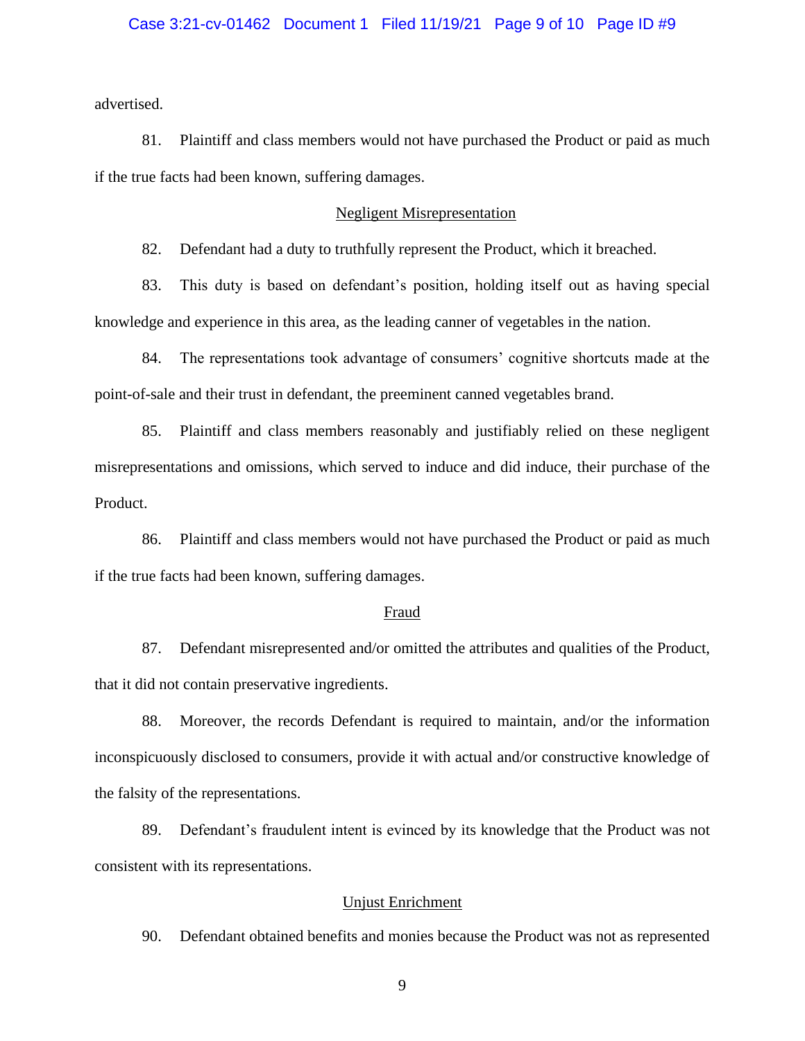advertised.

81. Plaintiff and class members would not have purchased the Product or paid as much if the true facts had been known, suffering damages.

## Negligent Misrepresentation

82. Defendant had a duty to truthfully represent the Product, which it breached.

83. This duty is based on defendant's position, holding itself out as having special knowledge and experience in this area, as the leading canner of vegetables in the nation.

84. The representations took advantage of consumers' cognitive shortcuts made at the point-of-sale and their trust in defendant, the preeminent canned vegetables brand.

85. Plaintiff and class members reasonably and justifiably relied on these negligent misrepresentations and omissions, which served to induce and did induce, their purchase of the Product.

86. Plaintiff and class members would not have purchased the Product or paid as much if the true facts had been known, suffering damages.

## Fraud

87. Defendant misrepresented and/or omitted the attributes and qualities of the Product, that it did not contain preservative ingredients.

88. Moreover, the records Defendant is required to maintain, and/or the information inconspicuously disclosed to consumers, provide it with actual and/or constructive knowledge of the falsity of the representations.

89. Defendant's fraudulent intent is evinced by its knowledge that the Product was not consistent with its representations.

## Unjust Enrichment

90. Defendant obtained benefits and monies because the Product was not as represented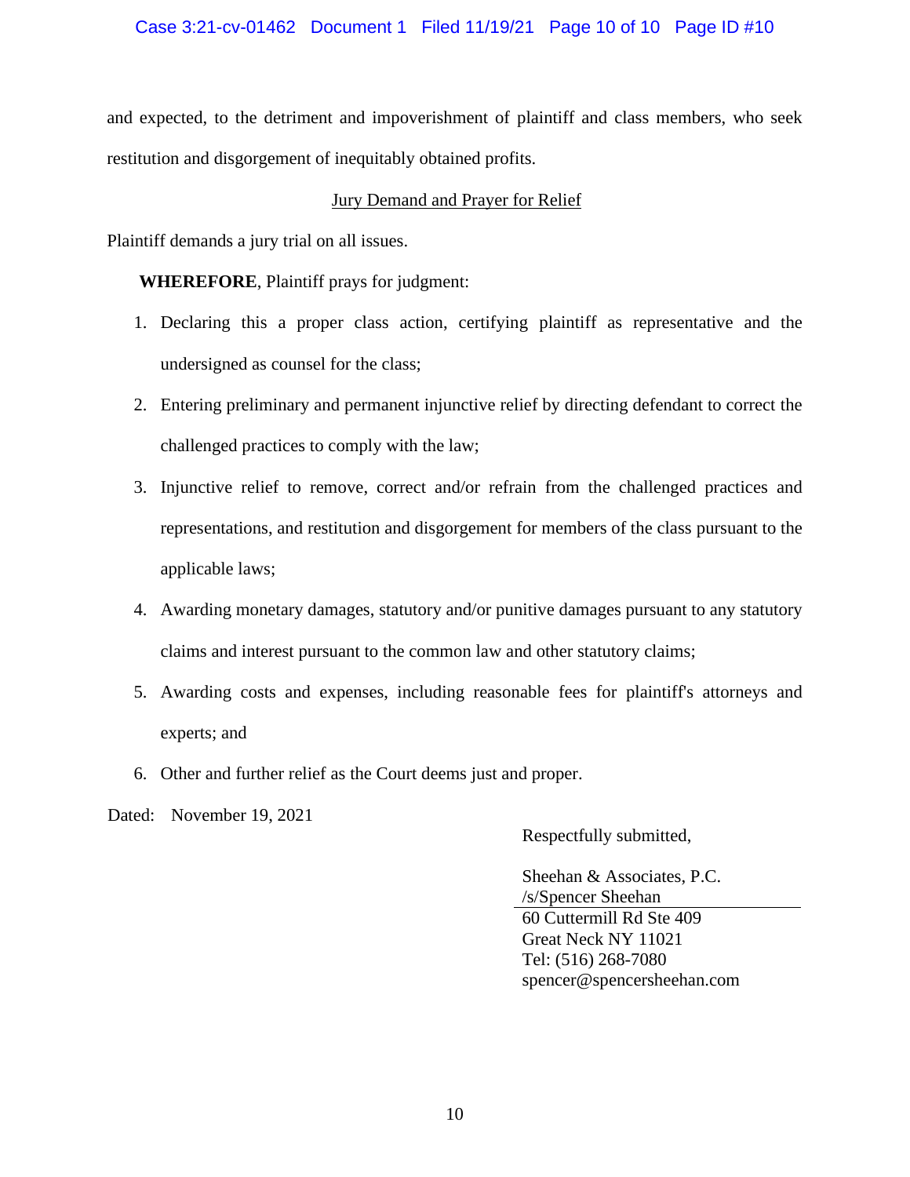and expected, to the detriment and impoverishment of plaintiff and class members, who seek restitution and disgorgement of inequitably obtained profits.

## Jury Demand and Prayer for Relief

Plaintiff demands a jury trial on all issues.

**WHEREFORE**, Plaintiff prays for judgment:

1. Declaring this a proper class action, certifying plaintiff as representative and the undersigned as counsel for the class;
2. Entering preliminary and permanent injunctive relief by directing defendant to correct the challenged practices to comply with the law;
3. Injunctive relief to remove, correct and/or refrain from the challenged practices and representations, and restitution and disgorgement for members of the class pursuant to the applicable laws;
4. Awarding monetary damages, statutory and/or punitive damages pursuant to any statutory claims and interest pursuant to the common law and other statutory claims;
5. Awarding costs and expenses, including reasonable fees for plaintiff's attorneys and experts; and
6. Other and further relief as the Court deems just and proper.

Dated: November 19, 2021

Respectfully submitted,

Sheehan & Associates, P.C.
/s/Spencer Sheehan
60 Cuttermill Rd Ste 409
Great Neck NY 11021
Tel: (516) 268-7080
spencer@spencersheehan.com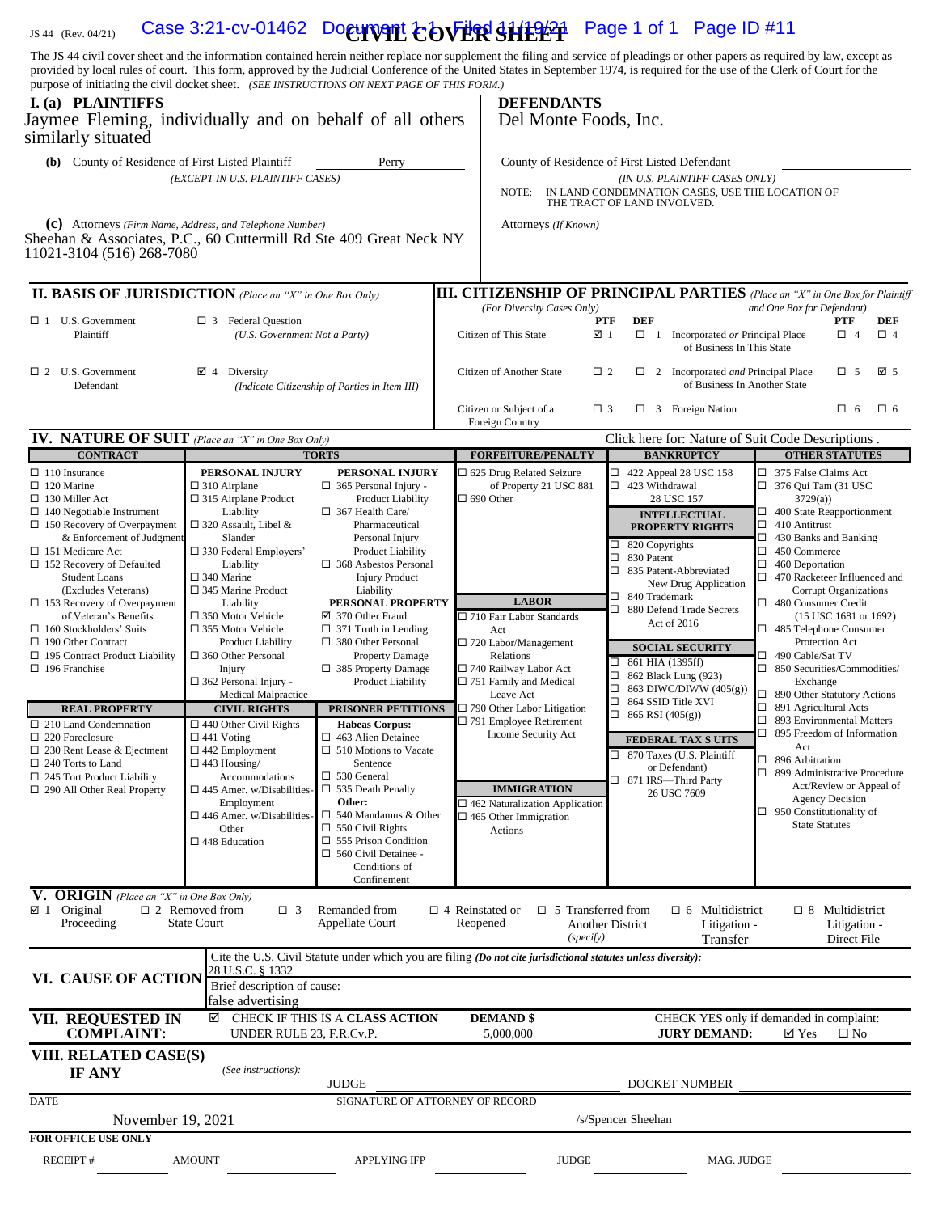JS 44 (Rev. 04/21)

# CIVIL COVER SHEET

The JS 44 civil cover sheet and the information contained herein neither replace nor supplement the filing and service of pleadings or other papers as required by law, except as provided by local rules of court. This form, approved by the Judicial Conference of the United States in September 1974, is required for the use of the Clerk of Court for the purpose of initiating the civil docket sheet. *(SEE INSTRUCTIONS ON NEXT PAGE OF THIS FORM.)*

## I. (a) PLAINTIFFS

Jaymee Fleming, individually and on behalf of all others similarly situated

**(b)** County of Residence of First Listed Plaintiff: Perry
*(EXCEPT IN U.S. PLAINTIFF CASES)*

**(c)** Attorneys *(Firm Name, Address, and Telephone Number)*
Sheehan & Associates, P.C., 60 Cuttermill Rd Ste 409 Great Neck NY 11021-3104 (516) 268-7080

## DEFENDANTS

Del Monte Foods, Inc.

County of Residence of First Listed Defendant
*(IN U.S. PLAINTIFF CASES ONLY)*
NOTE: IN LAND CONDEMNATION CASES, USE THE LOCATION OF THE TRACT OF LAND INVOLVED.

Attorneys *(If Known)*

## II. BASIS OF JURISDICTION *(Place an "X" in One Box Only)*

- ☐ 1 U.S. Government Plaintiff
- ☐ 3 Federal Question *(U.S. Government Not a Party)*
- ☐ 2 U.S. Government Defendant
- ☑ 4 Diversity *(Indicate Citizenship of Parties in Item III)*

## III. CITIZENSHIP OF PRINCIPAL PARTIES *(Place an "X" in One Box for Plaintiff and One Box for Defendant)* *(For Diversity Cases Only)*

| | PTF | DEF | | PTF | DEF |
|---|---|---|---|---|---|
| Citizen of This State | ☑ 1 | ☐ 1 | Incorporated *or* Principal Place of Business In This State | ☐ 4 | ☐ 4 |
| Citizen of Another State | ☐ 2 | ☐ 2 | Incorporated *and* Principal Place of Business In Another State | ☐ 5 | ☑ 5 |
| Citizen or Subject of a Foreign Country | ☐ 3 | ☐ 3 | Foreign Nation | ☐ 6 | ☐ 6 |

## IV. NATURE OF SUIT *(Place an "X" in One Box Only)*

Click here for: Nature of Suit Code Descriptions.

**CONTRACT**
- ☐ 110 Insurance
- ☐ 120 Marine
- ☐ 130 Miller Act
- ☐ 140 Negotiable Instrument
- ☐ 150 Recovery of Overpayment & Enforcement of Judgment
- ☐ 151 Medicare Act
- ☐ 152 Recovery of Defaulted Student Loans (Excludes Veterans)
- ☐ 153 Recovery of Overpayment of Veteran's Benefits
- ☐ 160 Stockholders' Suits
- ☐ 190 Other Contract
- ☐ 195 Contract Product Liability
- ☐ 196 Franchise

**REAL PROPERTY**
- ☐ 210 Land Condemnation
- ☐ 220 Foreclosure
- ☐ 230 Rent Lease & Ejectment
- ☐ 240 Torts to Land
- ☐ 245 Tort Product Liability
- ☐ 290 All Other Real Property

**TORTS**

PERSONAL INJURY
- ☐ 310 Airplane
- ☐ 315 Airplane Product Liability
- ☐ 320 Assault, Libel & Slander
- ☐ 330 Federal Employers' Liability
- ☐ 340 Marine
- ☐ 345 Marine Product Liability
- ☐ 350 Motor Vehicle
- ☐ 355 Motor Vehicle Product Liability
- ☐ 360 Other Personal Injury
- ☐ 362 Personal Injury - Medical Malpractice

PERSONAL INJURY
- ☐ 365 Personal Injury - Product Liability
- ☐ 367 Health Care/ Pharmaceutical Personal Injury Product Liability
- ☐ 368 Asbestos Personal Injury Product Liability

PERSONAL PROPERTY
- ☑ 370 Other Fraud
- ☐ 371 Truth in Lending
- ☐ 380 Other Personal Property Damage
- ☐ 385 Property Damage Product Liability

**CIVIL RIGHTS**
- ☐ 440 Other Civil Rights
- ☐ 441 Voting
- ☐ 442 Employment
- ☐ 443 Housing/ Accommodations
- ☐ 445 Amer. w/Disabilities - Employment
- ☐ 446 Amer. w/Disabilities - Other
- ☐ 448 Education

**PRISONER PETITIONS**

Habeas Corpus:
- ☐ 463 Alien Detainee
- ☐ 510 Motions to Vacate Sentence
- ☐ 530 General
- ☐ 535 Death Penalty

Other:
- ☐ 540 Mandamus & Other
- ☐ 550 Civil Rights
- ☐ 555 Prison Condition
- ☐ 560 Civil Detainee - Conditions of Confinement

**FORFEITURE/PENALTY**
- ☐ 625 Drug Related Seizure of Property 21 USC 881
- ☐ 690 Other

**LABOR**
- ☐ 710 Fair Labor Standards Act
- ☐ 720 Labor/Management Relations
- ☐ 740 Railway Labor Act
- ☐ 751 Family and Medical Leave Act
- ☐ 790 Other Labor Litigation
- ☐ 791 Employee Retirement Income Security Act

**IMMIGRATION**
- ☐ 462 Naturalization Application
- ☐ 465 Other Immigration Actions

**BANKRUPTCY**
- ☐ 422 Appeal 28 USC 158
- ☐ 423 Withdrawal 28 USC 157

**INTELLECTUAL PROPERTY RIGHTS**
- ☐ 820 Copyrights
- ☐ 830 Patent
- ☐ 835 Patent-Abbreviated New Drug Application
- ☐ 840 Trademark
- ☐ 880 Defend Trade Secrets Act of 2016

**SOCIAL SECURITY**
- ☐ 861 HIA (1395ff)
- ☐ 862 Black Lung (923)
- ☐ 863 DIWC/DIWW (405(g))
- ☐ 864 SSID Title XVI
- ☐ 865 RSI (405(g))

**FEDERAL TAX SUITS**
- ☐ 870 Taxes (U.S. Plaintiff or Defendant)
- ☐ 871 IRS—Third Party 26 USC 7609

**OTHER STATUTES**
- ☐ 375 False Claims Act
- ☐ 376 Qui Tam (31 USC 3729(a))
- ☐ 400 State Reapportionment
- ☐ 410 Antitrust
- ☐ 430 Banks and Banking
- ☐ 450 Commerce
- ☐ 460 Deportation
- ☐ 470 Racketeer Influenced and Corrupt Organizations
- ☐ 480 Consumer Credit (15 USC 1681 or 1692)
- ☐ 485 Telephone Consumer Protection Act
- ☐ 490 Cable/Sat TV
- ☐ 850 Securities/Commodities/ Exchange
- ☐ 890 Other Statutory Actions
- ☐ 891 Agricultural Acts
- ☐ 893 Environmental Matters
- ☐ 895 Freedom of Information Act
- ☐ 896 Arbitration
- ☐ 899 Administrative Procedure Act/Review or Appeal of Agency Decision
- ☐ 950 Constitutionality of State Statutes

## V. ORIGIN *(Place an "X" in One Box Only)*

- ☑ 1 Original Proceeding
- ☐ 2 Removed from State Court
- ☐ 3 Remanded from Appellate Court
- ☐ 4 Reinstated or Reopened
- ☐ 5 Transferred from Another District *(specify)*
- ☐ 6 Multidistrict Litigation - Transfer
- ☐ 8 Multidistrict Litigation - Direct File

## VI. CAUSE OF ACTION

Cite the U.S. Civil Statute under which you are filing *(Do not cite jurisdictional statutes unless diversity)*: 28 U.S.C. § 1332

Brief description of cause: false advertising

## VII. REQUESTED IN COMPLAINT:

☑ CHECK IF THIS IS A **CLASS ACTION** UNDER RULE 23, F.R.Cv.P.

**DEMAND $** 5,000,000

CHECK YES only if demanded in complaint: **JURY DEMAND:** ☑ Yes ☐ No

## VIII. RELATED CASE(S) IF ANY

*(See instructions):* JUDGE ____ DOCKET NUMBER ____

DATE: November 19, 2021

SIGNATURE OF ATTORNEY OF RECORD: /s/Spencer Sheehan

**FOR OFFICE USE ONLY**

RECEIPT # ____ AMOUNT ____ APPLYING IFP ____ JUDGE ____ MAG. JUDGE ____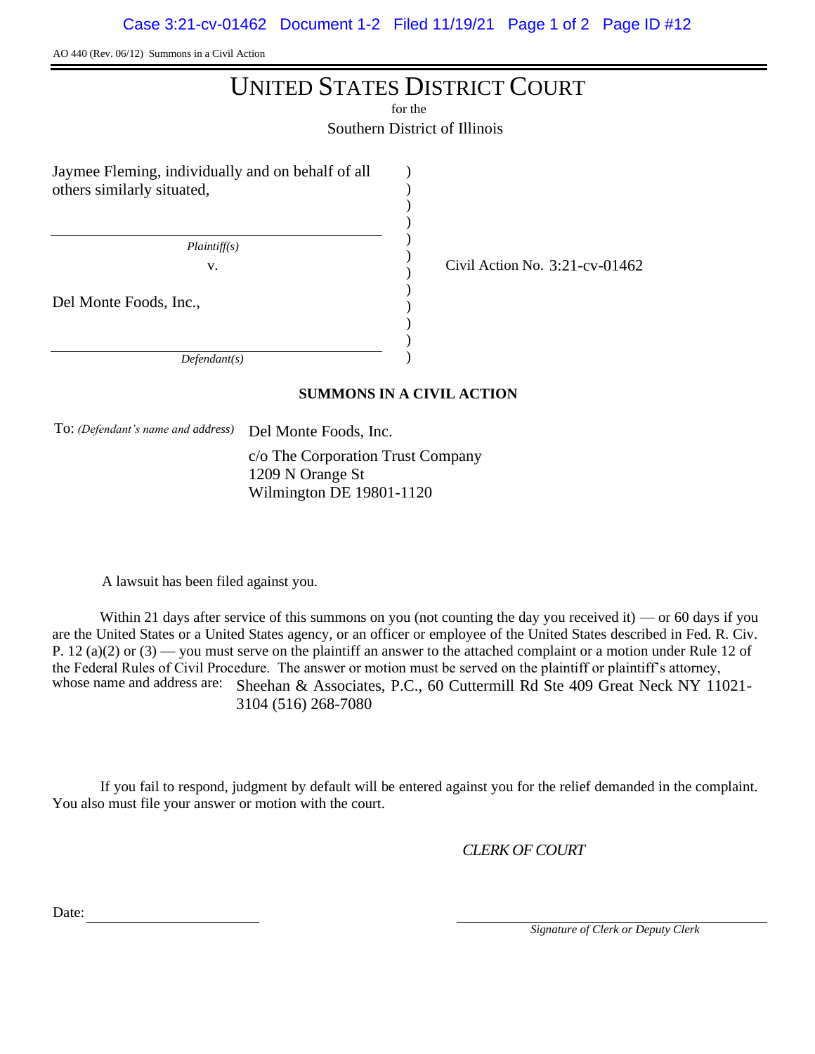AO 440 (Rev. 06/12) Summons in a Civil Action

# UNITED STATES DISTRICT COURT

for the

Southern District of Illinois

Jaymee Fleming, individually and on behalf of all others similarly situated,

*Plaintiff(s)*

v.

Del Monte Foods, Inc.,

*Defendant(s)*

Civil Action No. 3:21-cv-01462

**SUMMONS IN A CIVIL ACTION**

To: *(Defendant's name and address)* Del Monte Foods, Inc.
c/o The Corporation Trust Company
1209 N Orange St
Wilmington DE 19801-1120

A lawsuit has been filed against you.

Within 21 days after service of this summons on you (not counting the day you received it) — or 60 days if you are the United States or a United States agency, or an officer or employee of the United States described in Fed. R. Civ. P. 12 (a)(2) or (3) — you must serve on the plaintiff an answer to the attached complaint or a motion under Rule 12 of the Federal Rules of Civil Procedure. The answer or motion must be served on the plaintiff or plaintiff's attorney, whose name and address are: Sheehan & Associates, P.C., 60 Cuttermill Rd Ste 409 Great Neck NY 11021-3104 (516) 268-7080

If you fail to respond, judgment by default will be entered against you for the relief demanded in the complaint. You also must file your answer or motion with the court.

*CLERK OF COURT*

Date: \_\_\_\_\_\_\_\_\_\_\_\_\_\_\_\_\_\_\_\_

\_\_\_\_\_\_\_\_\_\_\_\_\_\_\_\_\_\_\_\_\_\_\_\_\_\_\_\_\_\_
*Signature of Clerk or Deputy Clerk*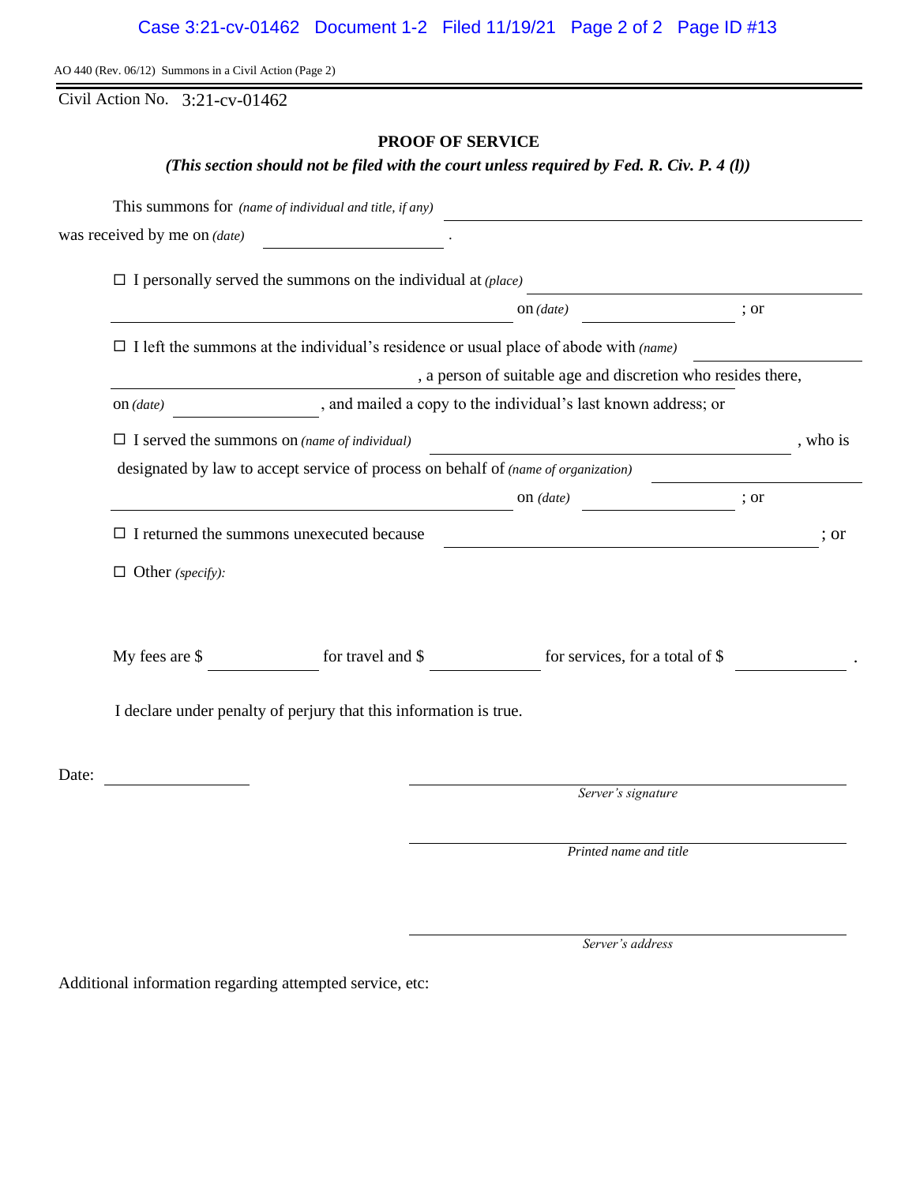AO 440 (Rev. 06/12) Summons in a Civil Action (Page 2)

Civil Action No. 3:21-cv-01462

## PROOF OF SERVICE

***(This section should not be filed with the court unless required by Fed. R. Civ. P. 4 (l))***

This summons for *(name of individual and title, if any)* \_\_\_\_\_\_\_\_\_\_\_\_\_\_\_\_\_\_\_\_\_\_\_\_\_\_\_\_\_\_

was received by me on *(date)* \_\_\_\_\_\_\_\_\_\_\_\_\_\_\_\_ .

☐ I personally served the summons on the individual at *(place)* \_\_\_\_\_\_\_\_\_\_\_\_\_\_\_\_\_\_\_\_\_\_\_\_\_\_\_\_\_\_
\_\_\_\_\_\_\_\_\_\_\_\_\_\_\_\_\_\_\_\_\_\_\_\_\_\_\_\_\_\_ on *(date)* \_\_\_\_\_\_\_\_\_\_\_\_\_\_\_\_ ; or

☐ I left the summons at the individual's residence or usual place of abode with *(name)* \_\_\_\_\_\_\_\_\_\_\_\_\_\_\_\_
\_\_\_\_\_\_\_\_\_\_\_\_\_\_\_\_\_\_\_\_\_\_\_\_\_\_\_\_\_\_ , a person of suitable age and discretion who resides there,
on *(date)* \_\_\_\_\_\_\_\_\_\_\_\_\_\_\_\_ , and mailed a copy to the individual's last known address; or

☐ I served the summons on *(name of individual)* \_\_\_\_\_\_\_\_\_\_\_\_\_\_\_\_\_\_\_\_\_\_\_\_\_\_\_\_\_\_ , who is
designated by law to accept service of process on behalf of *(name of organization)* \_\_\_\_\_\_\_\_\_\_\_\_\_\_\_\_
\_\_\_\_\_\_\_\_\_\_\_\_\_\_\_\_\_\_\_\_\_\_\_\_\_\_\_\_\_\_ on *(date)* \_\_\_\_\_\_\_\_\_\_\_\_\_\_\_\_ ; or

☐ I returned the summons unexecuted because \_\_\_\_\_\_\_\_\_\_\_\_\_\_\_\_\_\_\_\_\_\_\_\_\_\_\_\_\_\_ ; or

☐ Other *(specify)*:

My fees are $ \_\_\_\_\_\_\_\_\_\_ for travel and $ \_\_\_\_\_\_\_\_\_\_ for services, for a total of $ \_\_\_\_\_\_\_\_\_\_ .

I declare under penalty of perjury that this information is true.

Date: \_\_\_\_\_\_\_\_\_\_\_\_\_\_\_\_

\_\_\_\_\_\_\_\_\_\_\_\_\_\_\_\_\_\_\_\_\_\_\_\_\_\_\_\_\_\_
*Server's signature*

\_\_\_\_\_\_\_\_\_\_\_\_\_\_\_\_\_\_\_\_\_\_\_\_\_\_\_\_\_\_
*Printed name and title*

\_\_\_\_\_\_\_\_\_\_\_\_\_\_\_\_\_\_\_\_\_\_\_\_\_\_\_\_\_\_
*Server's address*

Additional information regarding attempted service, etc: